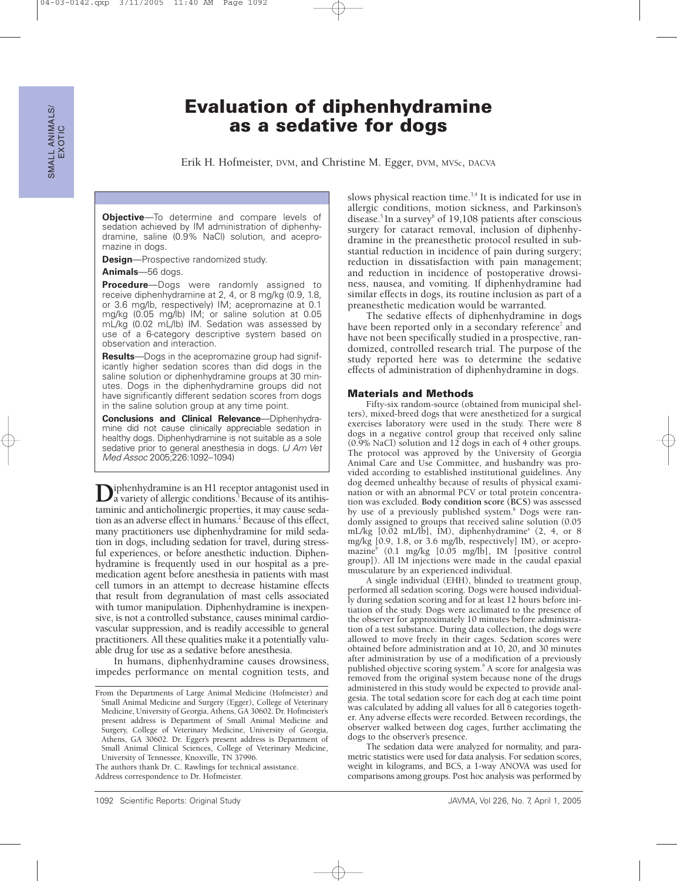# Evaluation of diphenhydramine as a sedative for dogs

Erik H. Hofmeister, DVM, and Christine M. Egger, DVM, MVSc, DACVA

**Objective**—To determine and compare levels of sedation achieved by IM administration of diphenhydramine, saline (0.9% NaCl) solution, and acepromazine in dogs.

**Design**—Prospective randomized study.

**Animals**—56 dogs.

**Procedure**—Dogs were randomly assigned to receive diphenhydramine at 2, 4, or 8 mg/kg (0.9, 1.8, or 3.6 mg/lb, respectively) IM; acepromazine at 0.1 mg/kg (0.05 mg/lb) IM; or saline solution at 0.05 mL/kg (0.02 mL/lb) IM. Sedation was assessed by use of a 6-category descriptive system based on observation and interaction.

**Results**—Dogs in the acepromazine group had significantly higher sedation scores than did dogs in the saline solution or diphenhydramine groups at 30 minutes. Dogs in the diphenhydramine groups did not have significantly different sedation scores from dogs in the saline solution group at any time point.

**Conclusions and Clinical Relevance**—Diphenhydramine did not cause clinically appreciable sedation in healthy dogs. Diphenhydramine is not suitable as a sole sedative prior to general anesthesia in dogs. (*J Am Vet Med Assoc* 2005;226:1092–1094)

Diphenhydramine is an H1 receptor antagonist used in a variety of allergic conditions.[1] Because of its antihistaminic and anticholinergic properties, it may cause sedation as an adverse effect in humans.[2] Because of this effect, many practitioners use diphenhydramine for mild sedation in dogs, including sedation for travel, during stressful experiences, or before anesthetic induction. Diphenhydramine is frequently used in our hospital as a premedication agent before anesthesia in patients with mast cell tumors in an attempt to decrease histamine effects that result from degranulation of mast cells associated with tumor manipulation. Diphenhydramine is inexpensive, is not a controlled substance, causes minimal cardiovascular suppression, and is readily accessible to general practitioners. All these qualities make it a potentially valuable drug for use as a sedative before anesthesia.

In humans, diphenhydramine causes drowsiness, impedes performance on mental cognition tests, and slows physical reaction time.[3,4] It is indicated for use in allergic conditions, motion sickness, and Parkinson's disease.[5] In a survey[6] of 19,108 patients after conscious surgery for cataract removal, inclusion of diphenhydramine in the preanesthetic protocol resulted in substantial reduction in incidence of pain during surgery; reduction in dissatisfaction with pain management; and reduction in incidence of postoperative drowsiness, nausea, and vomiting. If diphenhydramine had similar effects in dogs, its routine inclusion as part of a preanesthetic medication would be warranted.

The sedative effects of diphenhydramine in dogs have been reported only in a secondary reference[7] and have not been specifically studied in a prospective, randomized, controlled research trial. The purpose of the study reported here was to determine the sedative effects of administration of diphenhydramine in dogs.

## Materials and Methods

Fifty-six random-source (obtained from municipal shelters), mixed-breed dogs that were anesthetized for a surgical exercises laboratory were used in the study. There were 8 dogs in a negative control group that received only saline (0.9% NaCl) solution and 12 dogs in each of 4 other groups. The protocol was approved by the University of Georgia Animal Care and Use Committee, and husbandry was provided according to established institutional guidelines. Any dog deemed unhealthy because of results of physical examination or with an abnormal PCV or total protein concentration was excluded. **Body condition score (BCS)** was assessed by use of a previously published system.[8] Dogs were randomly assigned to groups that received saline solution (0.05 mL/kg [0.02 mL/lb], IM), diphenhydramine[a] (2, 4, or 8 mg/kg [0.9, 1.8, or 3.6 mg/lb, respectively] IM), or acepromazine[b] (0.1 mg/kg [0.05 mg/lb], IM [positive control group]). All IM injections were made in the caudal epaxial musculature by an experienced individual.

A single individual (EHH), blinded to treatment group, performed all sedation scoring. Dogs were housed individually during sedation scoring and for at least 12 hours before initiation of the study. Dogs were acclimated to the presence of the observer for approximately 10 minutes before administration of a test substance. During data collection, the dogs were allowed to move freely in their cages. Sedation scores were obtained before administration and at 10, 20, and 30 minutes after administration by use of a modification of a previously published objective scoring system.[9] A score for analgesia was removed from the original system because none of the drugs administered in this study would be expected to provide analgesia. The total sedation score for each dog at each time point was calculated by adding all values for all 6 categories together. Any adverse effects were recorded. Between recordings, the observer walked between dog cages, further acclimating the dogs to the observer's presence.

The sedation data were analyzed for normality, and parametric statistics were used for data analysis. For sedation scores, weight in kilograms, and BCS, a 1-way ANOVA was used for comparisons among groups. Post hoc analysis was performed by

From the Departments of Large Animal Medicine (Hofmeister) and Small Animal Medicine and Surgery (Egger), College of Veterinary Medicine, University of Georgia, Athens, GA 30602. Dr. Hofmeister's present address is Department of Small Animal Medicine and Surgery, College of Veterinary Medicine, University of Georgia, Athens, GA 30602. Dr. Egger's present address is Department of Small Animal Clinical Sciences, College of Veterinary Medicine, University of Tennessee, Knoxville, TN 37996.

The authors thank Dr. C. Rawlings for technical assistance.

Address correspondence to Dr. Hofmeister.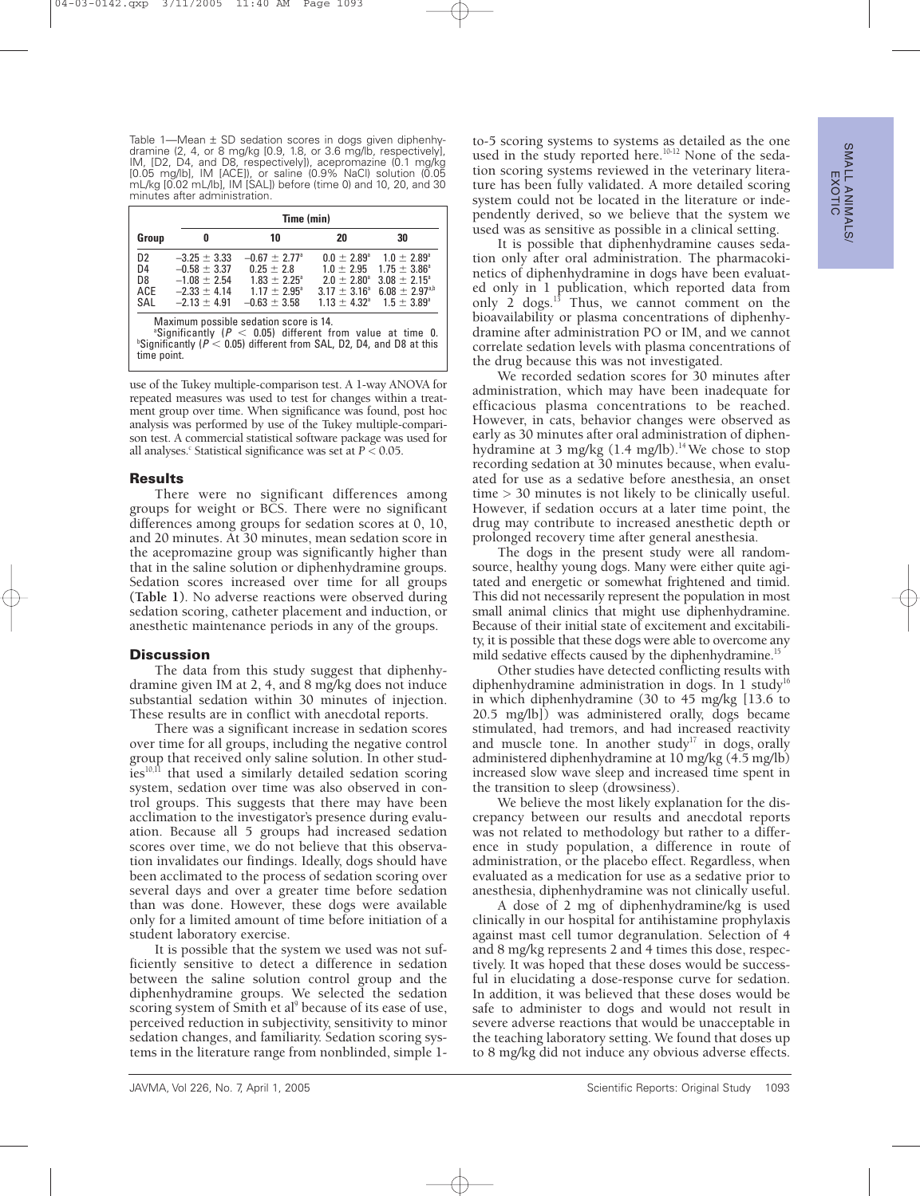Table 1—Mean ± SD sedation scores in dogs given diphenhydramine (2, 4, or 8 mg/kg [0.9, 1.8, or 3.6 mg/lb, respectively], IM, [D2, D4, and D8, respectively]), acepromazine (0.1 mg/kg [0.05 mg/lb], IM [ACE]), or saline (0.9% NaCl) solution (0.05 mL/kg [0.02 mL/lb], IM [SAL]) before (time 0) and 10, 20, and 30 minutes after administration.

| Group | Time (min) | | | |
|---|---|---|---|---|
| | 0 | 10 | 20 | 30 |
| D2 | −3.25 ± 3.33 | −0.67 ± 2.77[a] | 0.0 ± 2.89[a] | 1.0 ± 2.89[a] |
| D4 | −0.58 ± 3.37 | 0.25 ± 2.8 | 1.0 ± 2.95 | 1.75 ± 3.86[a] |
| D8 | −1.08 ± 2.54 | 1.83 ± 2.25[a] | 2.0 ± 2.80[a] | 3.08 ± 2.15[a] |
| ACE | −2.33 ± 4.14 | 1.17 ± 2.95[a] | 3.17 ± 3.16[a] | 6.08 ± 2.97[a,b] |
| SAL | −2.13 ± 4.91 | −0.63 ± 3.58 | 1.13 ± 4.32[a] | 1.5 ± 3.89[a] |

Maximum possible sedation score is 14.
[a]Significantly ($P < 0.05$) different from value at time 0.
[b]Significantly ($P < 0.05$) different from SAL, D2, D4, and D8 at this time point.

use of the Tukey multiple-comparison test. A 1-way ANOVA for repeated measures was used to test for changes within a treatment group over time. When significance was found, post hoc analysis was performed by use of the Tukey multiple-comparison test. A commercial statistical software package was used for all analyses.[c] Statistical significance was set at $P < 0.05$.

## Results

There were no significant differences among groups for weight or BCS. There were no significant differences among groups for sedation scores at 0, 10, and 20 minutes. At 30 minutes, mean sedation score in the acepromazine group was significantly higher than that in the saline solution or diphenhydramine groups. Sedation scores increased over time for all groups (**Table 1**). No adverse reactions were observed during sedation scoring, catheter placement and induction, or anesthetic maintenance periods in any of the groups.

## Discussion

The data from this study suggest that diphenhydramine given IM at 2, 4, and 8 mg/kg does not induce substantial sedation within 30 minutes of injection. These results are in conflict with anecdotal reports.

There was a significant increase in sedation scores over time for all groups, including the negative control group that received only saline solution. In other studies[10,11] that used a similarly detailed sedation scoring system, sedation over time was also observed in control groups. This suggests that there may have been acclimation to the investigator's presence during evaluation. Because all 5 groups had increased sedation scores over time, we do not believe that this observation invalidates our findings. Ideally, dogs should have been acclimated to the process of sedation scoring over several days and over a greater time before sedation than was done. However, these dogs were available only for a limited amount of time before initiation of a student laboratory exercise.

It is possible that the system we used was not sufficiently sensitive to detect a difference in sedation between the saline solution control group and the diphenhydramine groups. We selected the sedation scoring system of Smith et al[9] because of its ease of use, perceived reduction in subjectivity, sensitivity to minor sedation changes, and familiarity. Sedation scoring systems in the literature range from nonblinded, simple 1-to-5 scoring systems to systems as detailed as the one used in the study reported here.[10-12] None of the sedation scoring systems reviewed in the veterinary literature has been fully validated. A more detailed scoring system could not be located in the literature or independently derived, so we believe that the system we used was as sensitive as possible in a clinical setting.

It is possible that diphenhydramine causes sedation only after oral administration. The pharmacokinetics of diphenhydramine in dogs have been evaluated only in 1 publication, which reported data from only 2 dogs.[13] Thus, we cannot comment on the bioavailability or plasma concentrations of diphenhydramine after administration PO or IM, and we cannot correlate sedation levels with plasma concentrations of the drug because this was not investigated.

We recorded sedation scores for 30 minutes after administration, which may have been inadequate for efficacious plasma concentrations to be reached. However, in cats, behavior changes were observed as early as 30 minutes after oral administration of diphenhydramine at 3 mg/kg (1.4 mg/lb).[14] We chose to stop recording sedation at 30 minutes because, when evaluated for use as a sedative before anesthesia, an onset time > 30 minutes is not likely to be clinically useful. However, if sedation occurs at a later time point, the drug may contribute to increased anesthetic depth or prolonged recovery time after general anesthesia.

The dogs in the present study were all random-source, healthy young dogs. Many were either quite agitated and energetic or somewhat frightened and timid. This did not necessarily represent the population in most small animal clinics that might use diphenhydramine. Because of their initial state of excitement and excitability, it is possible that these dogs were able to overcome any mild sedative effects caused by the diphenhydramine.[15]

Other studies have detected conflicting results with diphenhydramine administration in dogs. In 1 study[16] in which diphenhydramine (30 to 45 mg/kg [13.6 to 20.5 mg/lb]) was administered orally, dogs became stimulated, had tremors, and had increased reactivity and muscle tone. In another study[17] in dogs, orally administered diphenhydramine at 10 mg/kg (4.5 mg/lb) increased slow wave sleep and increased time spent in the transition to sleep (drowsiness).

We believe the most likely explanation for the discrepancy between our results and anecdotal reports was not related to methodology but rather to a difference in study population, a difference in route of administration, or the placebo effect. Regardless, when evaluated as a medication for use as a sedative prior to anesthesia, diphenhydramine was not clinically useful.

A dose of 2 mg of diphenhydramine/kg is used clinically in our hospital for antihistamine prophylaxis against mast cell tumor degranulation. Selection of 4 and 8 mg/kg represents 2 and 4 times this dose, respectively. It was hoped that these doses would be successful in elucidating a dose-response curve for sedation. In addition, it was believed that these doses would be safe to administer to dogs and would not result in severe adverse reactions that would be unacceptable in the teaching laboratory setting. We found that doses up to 8 mg/kg did not induce any obvious adverse effects.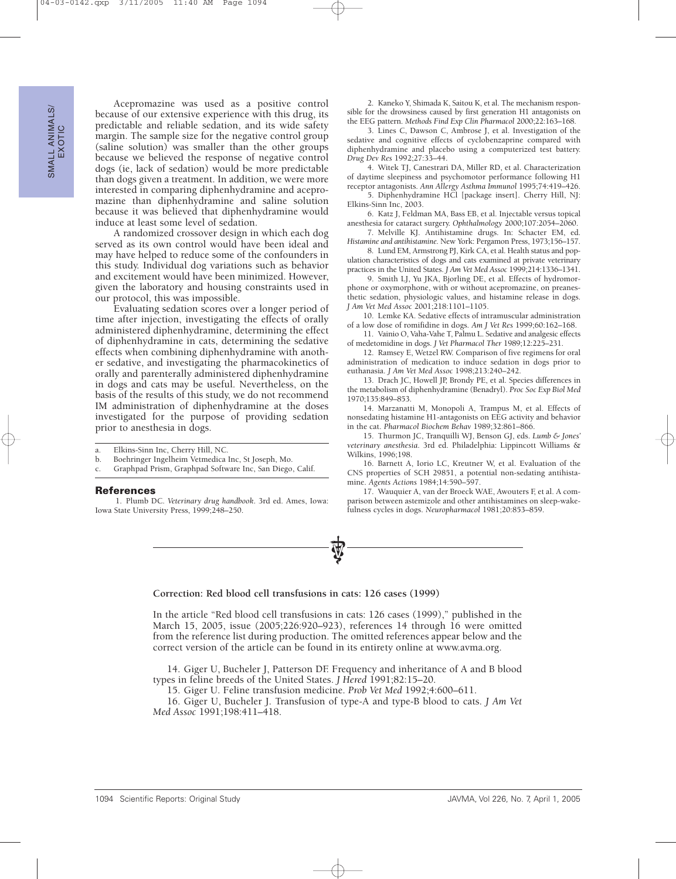Acepromazine was used as a positive control because of our extensive experience with this drug, its predictable and reliable sedation, and its wide safety margin. The sample size for the negative control group (saline solution) was smaller than the other groups because we believed the response of negative control dogs (ie, lack of sedation) would be more predictable than dogs given a treatment. In addition, we were more interested in comparing diphenhydramine and acepromazine than diphenhydramine and saline solution because it was believed that diphenhydramine would induce at least some level of sedation.

A randomized crossover design in which each dog served as its own control would have been ideal and may have helped to reduce some of the confounders in this study. Individual dog variations such as behavior and excitement would have been minimized. However, given the laboratory and housing constraints used in our protocol, this was impossible.

Evaluating sedation scores over a longer period of time after injection, investigating the effects of orally administered diphenhydramine, determining the effect of diphenhydramine in cats, determining the sedative effects when combining diphenhydramine with another sedative, and investigating the pharmacokinetics of orally and parenterally administered diphenhydramine in dogs and cats may be useful. Nevertheless, on the basis of the results of this study, we do not recommend IM administration of diphenhydramine at the doses investigated for the purpose of providing sedation prior to anesthesia in dogs.

a. Elkins-Sinn Inc, Cherry Hill, NC.
b. Boehringer Ingelheim Vetmedica Inc, St Joseph, Mo.
c. Graphpad Prism, Graphpad Software Inc, San Diego, Calif.

## References

1. Plumb DC. *Veterinary drug handbook*. 3rd ed. Ames, Iowa: Iowa State University Press, 1999;248–250.

2. Kaneko Y, Shimada K, Saitou K, et al. The mechanism responsible for the drowsiness caused by first generation H1 antagonists on the EEG pattern. *Methods Find Exp Clin Pharmacol* 2000;22:163–168.

3. Lines C, Dawson C, Ambrose J, et al. Investigation of the sedative and cognitive effects of cyclobenzaprine compared with diphenhydramine and placebo using a computerized test battery. *Drug Dev Res* 1992;27:33–44.

4. Witek TJ, Canestrari DA, Miller RD, et al. Characterization of daytime sleepiness and psychomotor performance following H1 receptor antagonists. *Ann Allergy Asthma Immunol* 1995;74:419–426.

5. Diphenhydramine HCl [package insert]. Cherry Hill, NJ: Elkins-Sinn Inc, 2003.

6. Katz J, Feldman MA, Bass EB, et al. Injectable versus topical anesthesia for cataract surgery. *Ophthalmology* 2000;107:2054–2060.

7. Melville KJ. Antihistamine drugs. In: Schacter EM, ed. *Histamine and antihistamine*. New York: Pergamon Press, 1973;156–157.

8. Lund EM, Armstrong PJ, Kirk CA, et al. Health status and population characteristics of dogs and cats examined at private veterinary practices in the United States. *J Am Vet Med Assoc* 1999;214:1336–1341.

9. Smith LJ, Yu JKA, Bjorling DE, et al. Effects of hydromorphone or oxymorphone, with or without acepromazine, on preanesthetic sedation, physiologic values, and histamine release in dogs. *J Am Vet Med Assoc* 2001;218:1101–1105.

10. Lemke KA. Sedative effects of intramuscular administration of a low dose of romifidine in dogs. *Am J Vet Res* 1999;60:162–168.

11. Vainio O, Vaha-Vahe T, Palmu L. Sedative and analgesic effects of medetomidine in dogs. *J Vet Pharmacol Ther* 1989;12:225–231.

12. Ramsey E, Wetzel RW. Comparison of five regimens for oral administration of medication to induce sedation in dogs prior to euthanasia. *J Am Vet Med Assoc* 1998;213:240–242.

13. Drach JC, Howell JP, Brondy PE, et al. Species differences in the metabolism of diphenhydramine (Benadryl). *Proc Soc Exp Biol Med* 1970;135:849–853.

14. Marzanatti M, Monopoli A, Trampus M, et al. Effects of nonsedating histamine H1-antagonists on EEG activity and behavior in the cat. *Pharmacol Biochem Behav* 1989;32:861–866.

15. Thurmon JC, Tranquilli WJ, Benson GJ, eds. *Lumb & Jones' veterinary anesthesia*. 3rd ed. Philadelphia: Lippincott Williams & Wilkins, 1996;198.

16. Barnett A, Iorio LC, Kreutner W, et al. Evaluation of the CNS properties of SCH 29851, a potential non-sedating antihistamine. *Agents Actions* 1984;14:590–597.

17. Wauquier A, van der Broeck WAE, Awouters F, et al. A comparison between astemizole and other antihistamines on sleep-wakefulness cycles in dogs. *Neuropharmacol* 1981;20:853–859.

---

**Correction: Red blood cell transfusions in cats: 126 cases (1999)**

In the article "Red blood cell transfusions in cats: 126 cases (1999)," published in the March 15, 2005, issue (2005;226:920–923), references 14 through 16 were omitted from the reference list during production. The omitted references appear below and the correct version of the article can be found in its entirety online at www.avma.org.

14. Giger U, Bucheler J, Patterson DF. Frequency and inheritance of A and B blood types in feline breeds of the United States. *J Hered* 1991;82:15–20.

15. Giger U. Feline transfusion medicine. *Prob Vet Med* 1992;4:600–611.

16. Giger U, Bucheler J. Transfusion of type-A and type-B blood to cats. *J Am Vet Med Assoc* 1991;198:411–418.